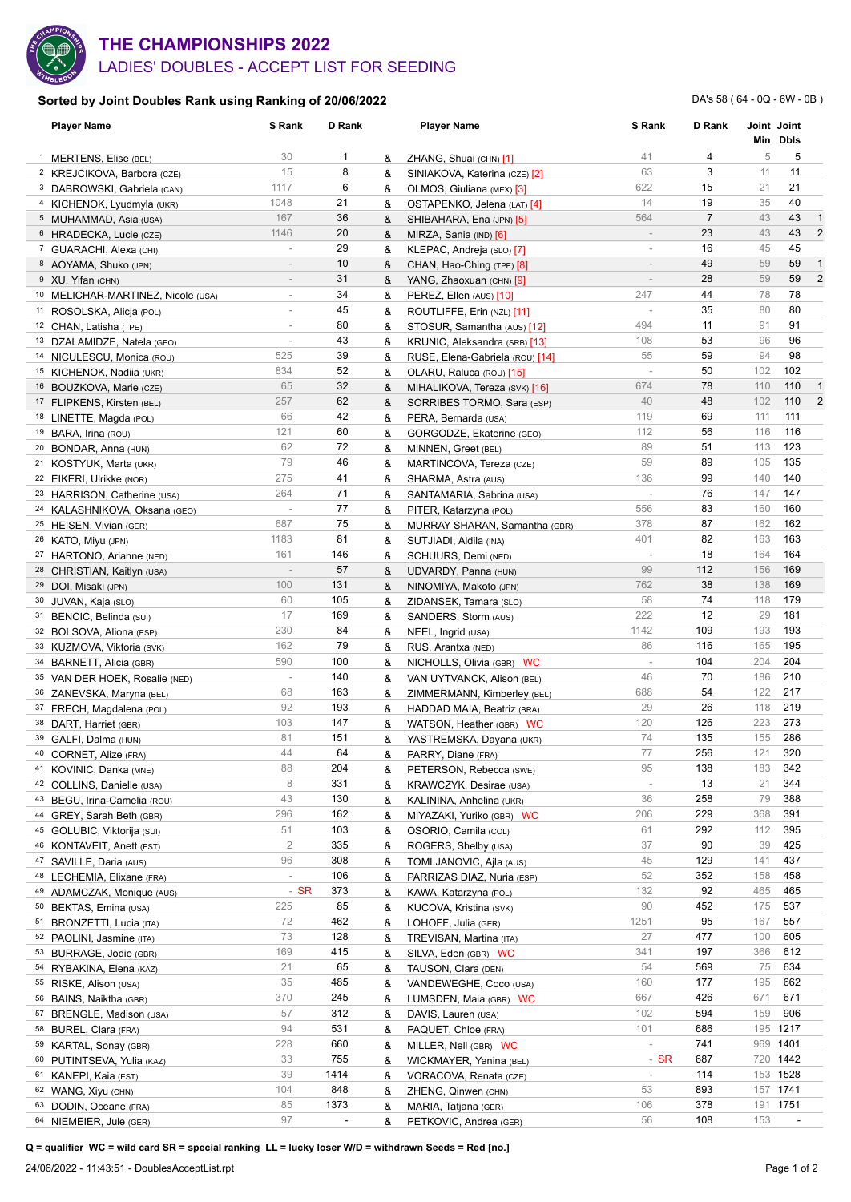# THE CHAMPIONSHIPS 2022

## LADIES' DOUBLES - ACCEPT LIST FOR SEEDING

**Sorted by Joint Doubles Rank using Ranking of 20/06/2022**

DA's 58 ( 64 - 0Q - 6W - 0B )

| # | Player Name | S Rank | D Rank | | Player Name | S Rank | D Rank | Joint Min | Joint Dbls | |
|---|---|---|---|---|---|---|---|---|---|---|
| 1 | MERTENS, Elise (BEL) | 30 | 1 | & | ZHANG, Shuai (CHN) [1] | 41 | 4 | 5 | 5 | |
| 2 | KREJCIKOVA, Barbora (CZE) | 15 | 8 | & | SINIAKOVA, Katerina (CZE) [2] | 63 | 3 | 11 | 11 | |
| 3 | DABROWSKI, Gabriela (CAN) | 1117 | 6 | & | OLMOS, Giuliana (MEX) [3] | 622 | 15 | 21 | 21 | |
| 4 | KICHENOK, Lyudmyla (UKR) | 1048 | 21 | & | OSTAPENKO, Jelena (LAT) [4] | 14 | 19 | 35 | 40 | |
| 5 | MUHAMMAD, Asia (USA) | 167 | 36 | & | SHIBAHARA, Ena (JPN) [5] | 564 | 7 | 43 | 43 | 1 |
| 6 | HRADECKA, Lucie (CZE) | 1146 | 20 | & | MIRZA, Sania (IND) [6] | - | 23 | 43 | 43 | 2 |
| 7 | GUARACHI, Alexa (CHI) | - | 29 | & | KLEPAC, Andreja (SLO) [7] | - | 16 | 45 | 45 | |
| 8 | AOYAMA, Shuko (JPN) | - | 10 | & | CHAN, Hao-Ching (TPE) [8] | - | 49 | 59 | 59 | 1 |
| 9 | XU, Yifan (CHN) | - | 31 | & | YANG, Zhaoxuan (CHN) [9] | - | 28 | 59 | 59 | 2 |
| 10 | MELICHAR-MARTINEZ, Nicole (USA) | - | 34 | & | PEREZ, Ellen (AUS) [10] | 247 | 44 | 78 | 78 | |
| 11 | ROSOLSKA, Alicja (POL) | - | 45 | & | ROUTLIFFE, Erin (NZL) [11] | - | 35 | 80 | 80 | |
| 12 | CHAN, Latisha (TPE) | - | 80 | & | STOSUR, Samantha (AUS) [12] | 494 | 11 | 91 | 91 | |
| 13 | DZALAMIDZE, Natela (GEO) | - | 43 | & | KRUNIC, Aleksandra (SRB) [13] | 108 | 53 | 96 | 96 | |
| 14 | NICULESCU, Monica (ROU) | 525 | 39 | & | RUSE, Elena-Gabriela (ROU) [14] | 55 | 59 | 94 | 98 | |
| 15 | KICHENOK, Nadiia (UKR) | 834 | 52 | & | OLARU, Raluca (ROU) [15] | - | 50 | 102 | 102 | |
| 16 | BOUZKOVA, Marie (CZE) | 65 | 32 | & | MIHALIKOVA, Tereza (SVK) [16] | 674 | 78 | 110 | 110 | 1 |
| 17 | FLIPKENS, Kirsten (BEL) | 257 | 62 | & | SORRIBES TORMO, Sara (ESP) | 40 | 48 | 102 | 110 | 2 |
| 18 | LINETTE, Magda (POL) | 66 | 42 | & | PERA, Bernarda (USA) | 119 | 69 | 111 | 111 | |
| 19 | BARA, Irina (ROU) | 121 | 60 | & | GORGODZE, Ekaterine (GEO) | 112 | 56 | 116 | 116 | |
| 20 | BONDAR, Anna (HUN) | 62 | 72 | & | MINNEN, Greet (BEL) | 89 | 51 | 113 | 123 | |
| 21 | KOSTYUK, Marta (UKR) | 79 | 46 | & | MARTINCOVA, Tereza (CZE) | 59 | 89 | 105 | 135 | |
| 22 | EIKERI, Ulrikke (NOR) | 275 | 41 | & | SHARMA, Astra (AUS) | 136 | 99 | 140 | 140 | |
| 23 | HARRISON, Catherine (USA) | 264 | 71 | & | SANTAMARIA, Sabrina (USA) | - | 76 | 147 | 147 | |
| 24 | KALASHNIKOVA, Oksana (GEO) | - | 77 | & | PITER, Katarzyna (POL) | 556 | 83 | 160 | 160 | |
| 25 | HEISEN, Vivian (GER) | 687 | 75 | & | MURRAY SHARAN, Samantha (GBR) | 378 | 87 | 162 | 162 | |
| 26 | KATO, Miyu (JPN) | 1183 | 81 | & | SUTJIADI, Aldila (INA) | 401 | 82 | 163 | 163 | |
| 27 | HARTONO, Arianne (NED) | 161 | 146 | & | SCHUURS, Demi (NED) | - | 18 | 164 | 164 | |
| 28 | CHRISTIAN, Kaitlyn (USA) | - | 57 | & | UDVARDY, Panna (HUN) | 99 | 112 | 156 | 169 | |
| 29 | DOI, Misaki (JPN) | 100 | 131 | & | NINOMIYA, Makoto (JPN) | 762 | 38 | 138 | 169 | |
| 30 | JUVAN, Kaja (SLO) | 60 | 105 | & | ZIDANSEK, Tamara (SLO) | 58 | 74 | 118 | 179 | |
| 31 | BENCIC, Belinda (SUI) | 17 | 169 | & | SANDERS, Storm (AUS) | 222 | 12 | 29 | 181 | |
| 32 | BOLSOVA, Aliona (ESP) | 230 | 84 | & | NEEL, Ingrid (USA) | 1142 | 109 | 193 | 193 | |
| 33 | KUZMOVA, Viktoria (SVK) | 162 | 79 | & | RUS, Arantxa (NED) | 86 | 116 | 165 | 195 | |
| 34 | BARNETT, Alicia (GBR) | 590 | 100 | & | NICHOLLS, Olivia (GBR) WC | - | 104 | 204 | 204 | |
| 35 | VAN DER HOEK, Rosalie (NED) | - | 140 | & | VAN UYTVANCK, Alison (BEL) | 46 | 70 | 186 | 210 | |
| 36 | ZANEVSKA, Maryna (BEL) | 68 | 163 | & | ZIMMERMANN, Kimberley (BEL) | 688 | 54 | 122 | 217 | |
| 37 | FRECH, Magdalena (POL) | 92 | 193 | & | HADDAD MAIA, Beatriz (BRA) | 29 | 26 | 118 | 219 | |
| 38 | DART, Harriet (GBR) | 103 | 147 | & | WATSON, Heather (GBR) WC | 120 | 126 | 223 | 273 | |
| 39 | GALFI, Dalma (HUN) | 81 | 151 | & | YASTREMSKA, Dayana (UKR) | 74 | 135 | 155 | 286 | |
| 40 | CORNET, Alize (FRA) | 44 | 64 | & | PARRY, Diane (FRA) | 77 | 256 | 121 | 320 | |
| 41 | KOVINIC, Danka (MNE) | 88 | 204 | & | PETERSON, Rebecca (SWE) | 95 | 138 | 183 | 342 | |
| 42 | COLLINS, Danielle (USA) | 8 | 331 | & | KRAWCZYK, Desirae (USA) | - | 13 | 21 | 344 | |
| 43 | BEGU, Irina-Camelia (ROU) | 43 | 130 | & | KALININA, Anhelina (UKR) | 36 | 258 | 79 | 388 | |
| 44 | GREY, Sarah Beth (GBR) | 296 | 162 | & | MIYAZAKI, Yuriko (GBR) WC | 206 | 229 | 368 | 391 | |
| 45 | GOLUBIC, Viktorija (SUI) | 51 | 103 | & | OSORIO, Camila (COL) | 61 | 292 | 112 | 395 | |
| 46 | KONTAVEIT, Anett (EST) | 2 | 335 | & | ROGERS, Shelby (USA) | 37 | 90 | 39 | 425 | |
| 47 | SAVILLE, Daria (AUS) | 96 | 308 | & | TOMLJANOVIC, Ajla (AUS) | 45 | 129 | 141 | 437 | |
| 48 | LECHEMIA, Elixane (FRA) | - | 106 | & | PARRIZAS DIAZ, Nuria (ESP) | 52 | 352 | 158 | 458 | |
| 49 | ADAMCZAK, Monique (AUS) | - SR | 373 | & | KAWA, Katarzyna (POL) | 132 | 92 | 465 | 465 | |
| 50 | BEKTAS, Emina (USA) | 225 | 85 | & | KUCOVA, Kristina (SVK) | 90 | 452 | 175 | 537 | |
| 51 | BRONZETTI, Lucia (ITA) | 72 | 462 | & | LOHOFF, Julia (GER) | 1251 | 95 | 167 | 557 | |
| 52 | PAOLINI, Jasmine (ITA) | 73 | 128 | & | TREVISAN, Martina (ITA) | 27 | 477 | 100 | 605 | |
| 53 | BURRAGE, Jodie (GBR) | 169 | 415 | & | SILVA, Eden (GBR) WC | 341 | 197 | 366 | 612 | |
| 54 | RYBAKINA, Elena (KAZ) | 21 | 65 | & | TAUSON, Clara (DEN) | 54 | 569 | 75 | 634 | |
| 55 | RISKE, Alison (USA) | 35 | 485 | & | VANDEWEGHE, Coco (USA) | 160 | 177 | 195 | 662 | |
| 56 | BAINS, Naiktha (GBR) | 370 | 245 | & | LUMSDEN, Maia (GBR) WC | 667 | 426 | 671 | 671 | |
| 57 | BRENGLE, Madison (USA) | 57 | 312 | & | DAVIS, Lauren (USA) | 102 | 594 | 159 | 906 | |
| 58 | BUREL, Clara (FRA) | 94 | 531 | & | PAQUET, Chloe (FRA) | 101 | 686 | 195 | 1217 | |
| 59 | KARTAL, Sonay (GBR) | 228 | 660 | & | MILLER, Nell (GBR) WC | - | 741 | 969 | 1401 | |
| 60 | PUTINTSEVA, Yulia (KAZ) | 33 | 755 | & | WICKMAYER, Yanina (BEL) | - SR | 687 | 720 | 1442 | |
| 61 | KANEPI, Kaia (EST) | 39 | 1414 | & | VORACOVA, Renata (CZE) | - | 114 | 153 | 1528 | |
| 62 | WANG, Xiyu (CHN) | 104 | 848 | & | ZHENG, Qinwen (CHN) | 53 | 893 | 157 | 1741 | |
| 63 | DODIN, Oceane (FRA) | 85 | 1373 | & | MARIA, Tatjana (GER) | 106 | 378 | 191 | 1751 | |
| 64 | NIEMEIER, Jule (GER) | 97 | - | & | PETKOVIC, Andrea (GER) | 56 | 108 | 153 | - | |

**Q = qualifier WC = wild card SR = special ranking LL = lucky loser W/D = withdrawn Seeds = Red [no.]**

24/06/2022 - 11:43:51 - DoublesAcceptList.rpt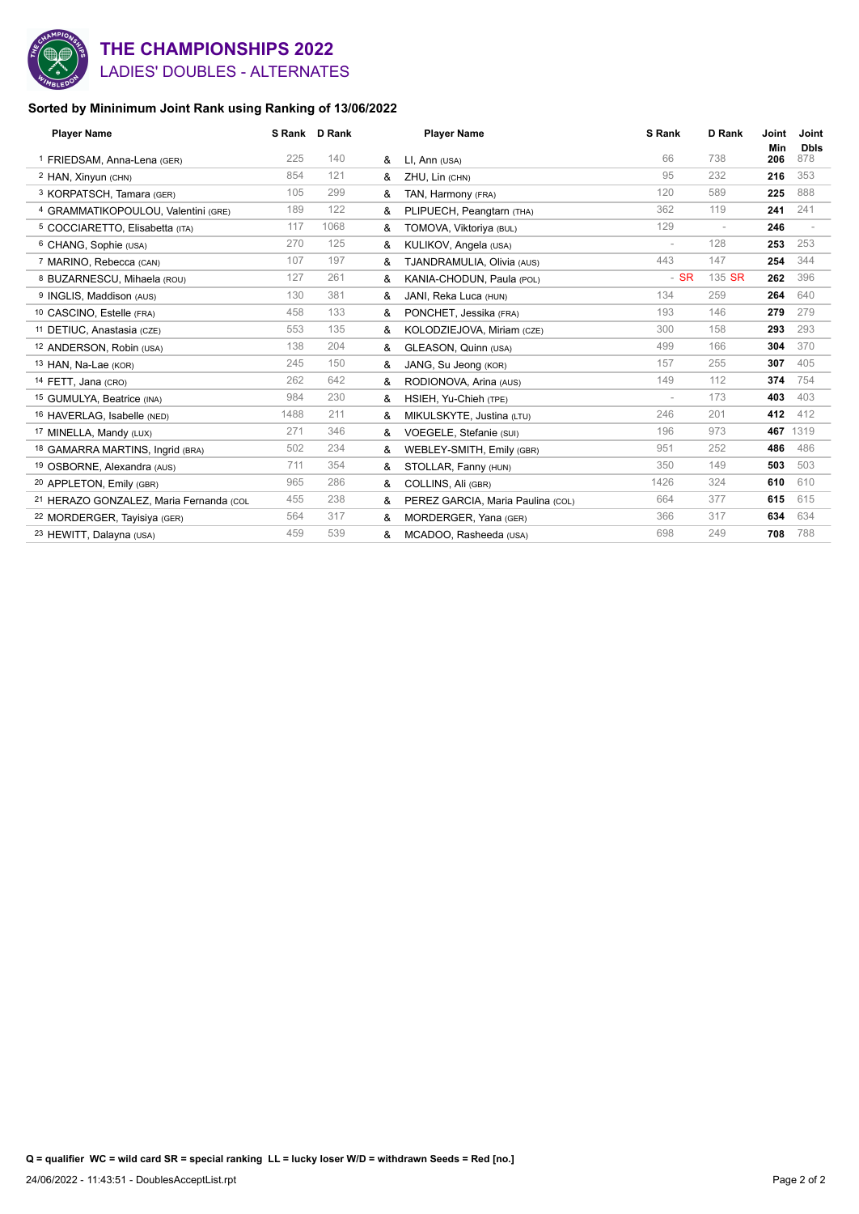# THE CHAMPIONSHIPS 2022

## LADIES' DOUBLES - ALTERNATES

### Sorted by Mininimum Joint Rank using Ranking of 13/06/2022

| | Player Name | S Rank | D Rank | | Player Name | S Rank | D Rank | Joint Min | Joint Dbls |
|---|---|---|---|---|---|---|---|---|---|
| 1 | FRIEDSAM, Anna-Lena (GER) | 225 | 140 | & | LI, Ann (USA) | 66 | 738 | **206** | 878 |
| 2 | HAN, Xinyun (CHN) | 854 | 121 | & | ZHU, Lin (CHN) | 95 | 232 | **216** | 353 |
| 3 | KORPATSCH, Tamara (GER) | 105 | 299 | & | TAN, Harmony (FRA) | 120 | 589 | **225** | 888 |
| 4 | GRAMMATIKOPOULOU, Valentini (GRE) | 189 | 122 | & | PLIPUECH, Peangtarn (THA) | 362 | 119 | **241** | 241 |
| 5 | COCCIARETTO, Elisabetta (ITA) | 117 | 1068 | & | TOMOVA, Viktoriya (BUL) | 129 | - | **246** | - |
| 6 | CHANG, Sophie (USA) | 270 | 125 | & | KULIKOV, Angela (USA) | - | 128 | **253** | 253 |
| 7 | MARINO, Rebecca (CAN) | 107 | 197 | & | TJANDRAMULIA, Olivia (AUS) | 443 | 147 | **254** | 344 |
| 8 | BUZARNESCU, Mihaela (ROU) | 127 | 261 | & | KANIA-CHODUN, Paula (POL) | - SR | 135 SR | **262** | 396 |
| 9 | INGLIS, Maddison (AUS) | 130 | 381 | & | JANI, Reka Luca (HUN) | 134 | 259 | **264** | 640 |
| 10 | CASCINO, Estelle (FRA) | 458 | 133 | & | PONCHET, Jessika (FRA) | 193 | 146 | **279** | 279 |
| 11 | DETIUC, Anastasia (CZE) | 553 | 135 | & | KOLODZIEJOVA, Miriam (CZE) | 300 | 158 | **293** | 293 |
| 12 | ANDERSON, Robin (USA) | 138 | 204 | & | GLEASON, Quinn (USA) | 499 | 166 | **304** | 370 |
| 13 | HAN, Na-Lae (KOR) | 245 | 150 | & | JANG, Su Jeong (KOR) | 157 | 255 | **307** | 405 |
| 14 | FETT, Jana (CRO) | 262 | 642 | & | RODIONOVA, Arina (AUS) | 149 | 112 | **374** | 754 |
| 15 | GUMULYA, Beatrice (INA) | 984 | 230 | & | HSIEH, Yu-Chieh (TPE) | - | 173 | **403** | 403 |
| 16 | HAVERLAG, Isabelle (NED) | 1488 | 211 | & | MIKULSKYTE, Justina (LTU) | 246 | 201 | **412** | 412 |
| 17 | MINELLA, Mandy (LUX) | 271 | 346 | & | VOEGELE, Stefanie (SUI) | 196 | 973 | **467** | 1319 |
| 18 | GAMARRA MARTINS, Ingrid (BRA) | 502 | 234 | & | WEBLEY-SMITH, Emily (GBR) | 951 | 252 | **486** | 486 |
| 19 | OSBORNE, Alexandra (AUS) | 711 | 354 | & | STOLLAR, Fanny (HUN) | 350 | 149 | **503** | 503 |
| 20 | APPLETON, Emily (GBR) | 965 | 286 | & | COLLINS, Ali (GBR) | 1426 | 324 | **610** | 610 |
| 21 | HERAZO GONZALEZ, Maria Fernanda (COL | 455 | 238 | & | PEREZ GARCIA, Maria Paulina (COL) | 664 | 377 | **615** | 615 |
| 22 | MORDERGER, Tayisiya (GER) | 564 | 317 | & | MORDERGER, Yana (GER) | 366 | 317 | **634** | 634 |
| 23 | HEWITT, Dalayna (USA) | 459 | 539 | & | MCADOO, Rasheeda (USA) | 698 | 249 | **708** | 788 |

**Q = qualifier WC = wild card SR = special ranking LL = lucky loser W/D = withdrawn Seeds = Red [no.]**

24/06/2022 - 11:43:51 - DoublesAcceptList.rpt